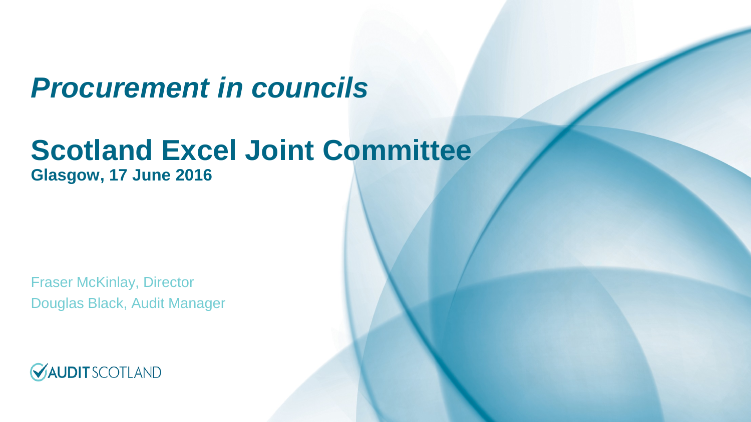# *Procurement in councils*

# Scotland Excel Joint Committee

**Glasgow, 17 June 2016**

Fraser McKinlay, Director

Douglas Black, Audit Manager

AUDIT SCOTLAND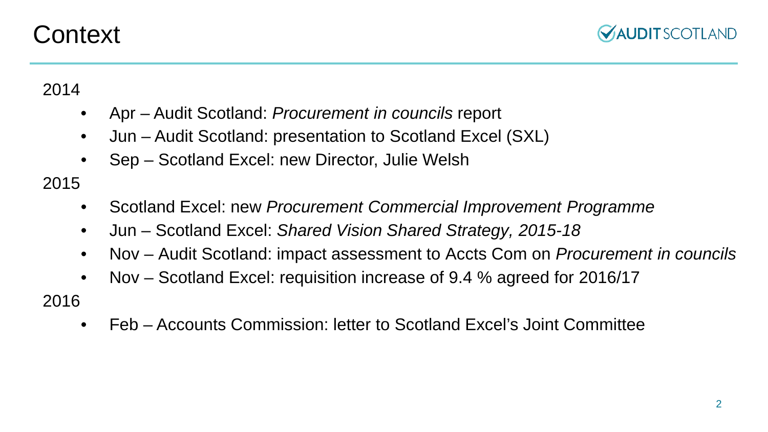# Context

2014

- Apr – Audit Scotland: *Procurement in councils* report
- Jun – Audit Scotland: presentation to Scotland Excel (SXL)
- Sep – Scotland Excel: new Director, Julie Welsh

2015

- Scotland Excel: new *Procurement Commercial Improvement Programme*
- Jun – Scotland Excel: *Shared Vision Shared Strategy, 2015-18*
- Nov – Audit Scotland: impact assessment to Accts Com on *Procurement in councils*
- Nov – Scotland Excel: requisition increase of 9.4 % agreed for 2016/17

2016

- Feb – Accounts Commission: letter to Scotland Excel's Joint Committee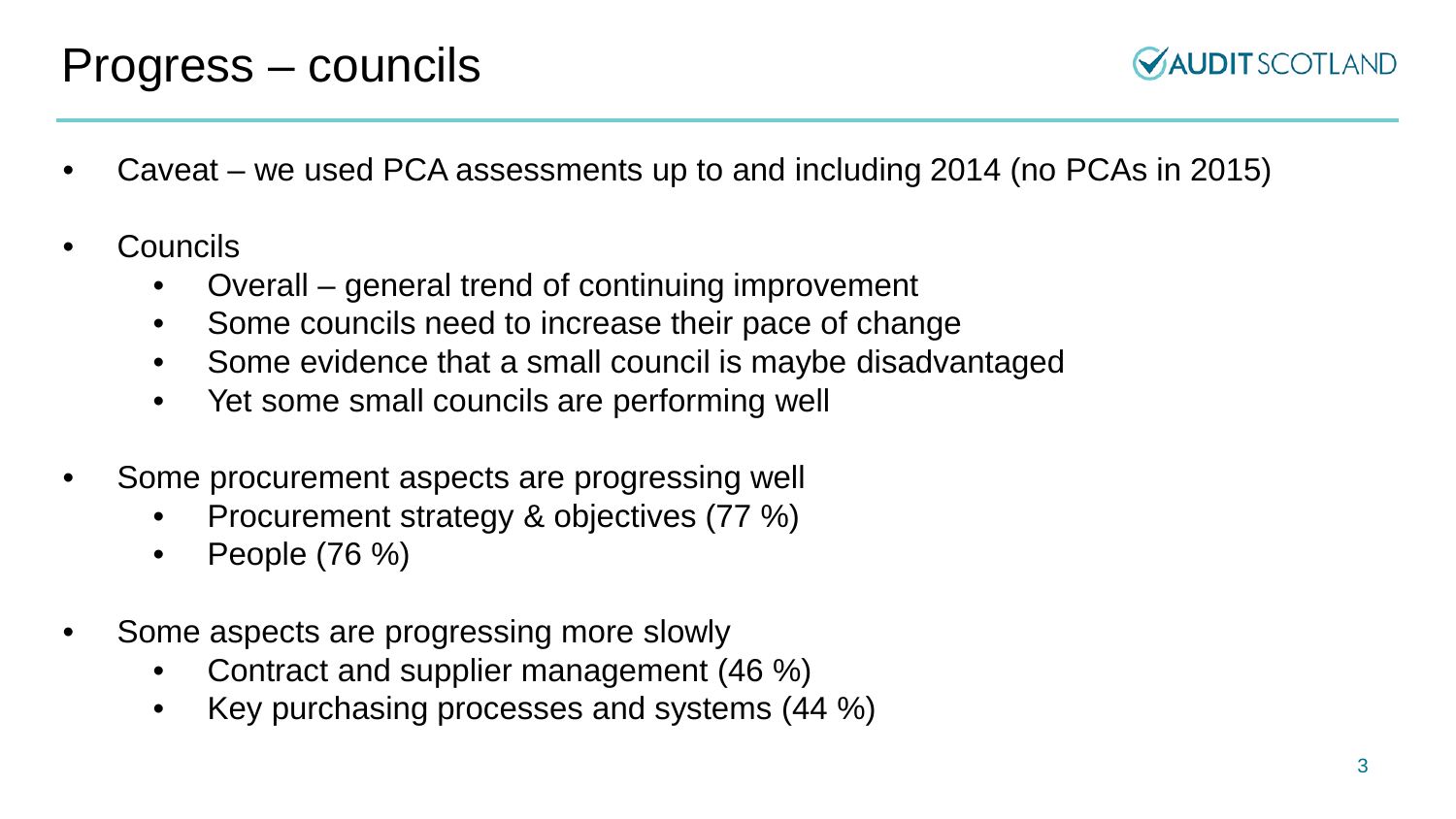# Progress – councils

- Caveat – we used PCA assessments up to and including 2014 (no PCAs in 2015)
- Councils
  - Overall – general trend of continuing improvement
  - Some councils need to increase their pace of change
  - Some evidence that a small council is maybe disadvantaged
  - Yet some small councils are performing well
- Some procurement aspects are progressing well
  - Procurement strategy & objectives (77 %)
  - People (76 %)
- Some aspects are progressing more slowly
  - Contract and supplier management (46 %)
  - Key purchasing processes and systems (44 %)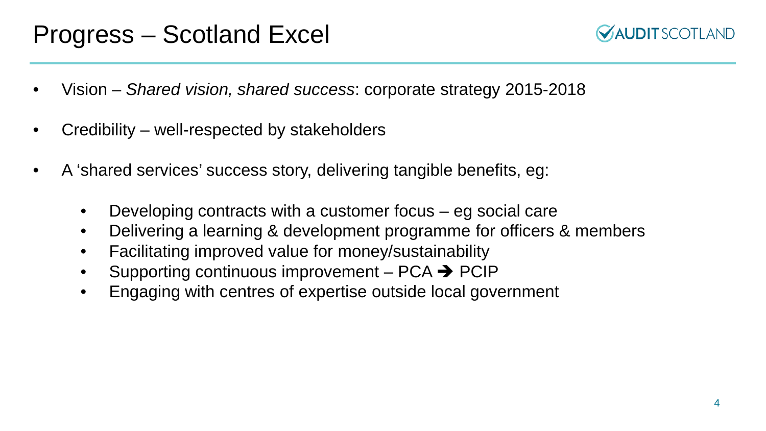# Progress – Scotland Excel

- Vision – *Shared vision, shared success*: corporate strategy 2015-2018
- Credibility – well-respected by stakeholders
- A 'shared services' success story, delivering tangible benefits, eg:
  - Developing contracts with a customer focus – eg social care
  - Delivering a learning & development programme for officers & members
  - Facilitating improved value for money/sustainability
  - Supporting continuous improvement – PCA ➔ PCIP
  - Engaging with centres of expertise outside local government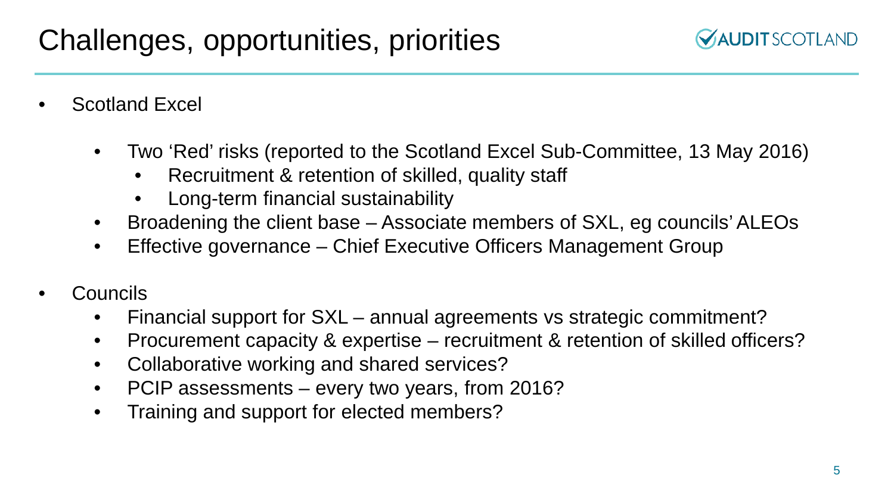# Challenges, opportunities, priorities

- Scotland Excel
  - Two 'Red' risks (reported to the Scotland Excel Sub-Committee, 13 May 2016)
    - Recruitment & retention of skilled, quality staff
    - Long-term financial sustainability
  - Broadening the client base – Associate members of SXL, eg councils' ALEOs
  - Effective governance – Chief Executive Officers Management Group

- Councils
  - Financial support for SXL – annual agreements vs strategic commitment?
  - Procurement capacity & expertise – recruitment & retention of skilled officers?
  - Collaborative working and shared services?
  - PCIP assessments – every two years, from 2016?
  - Training and support for elected members?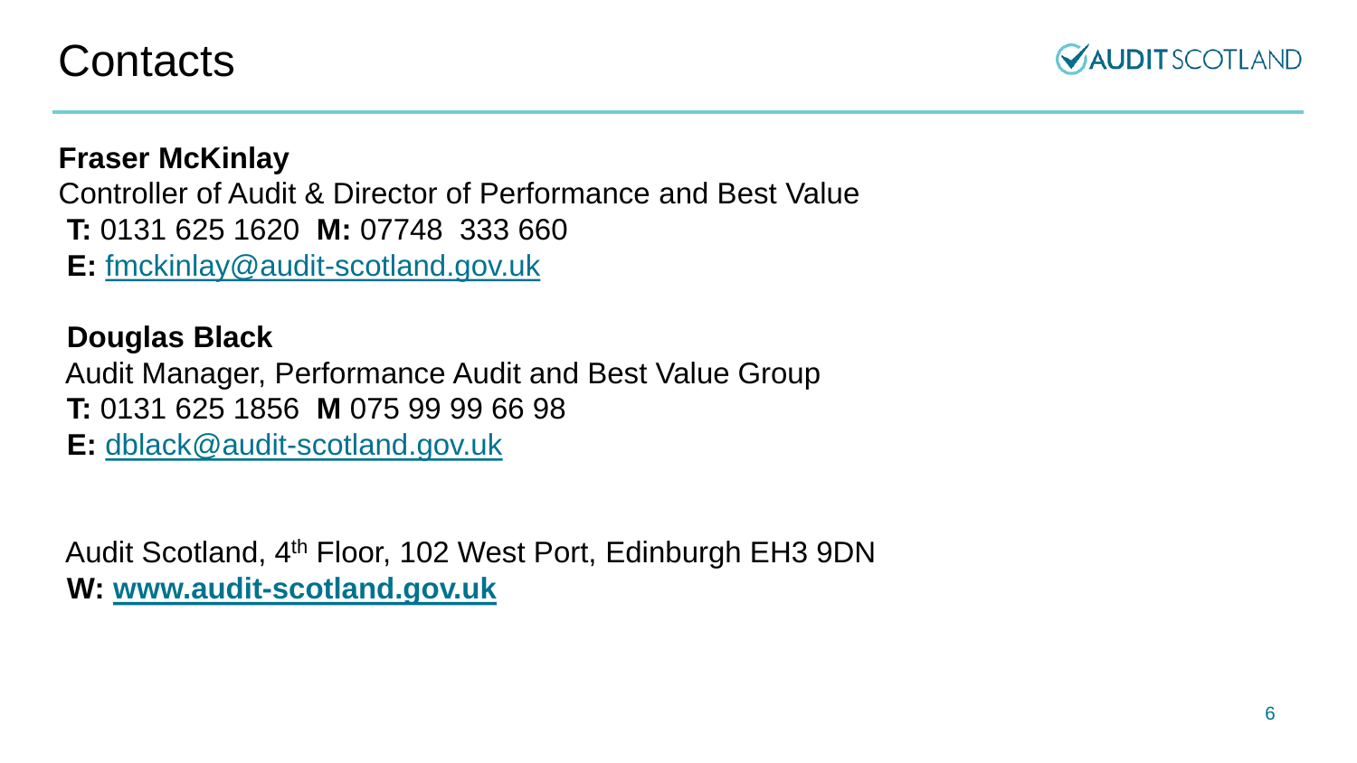# Contacts

**Fraser McKinlay**
Controller of Audit & Director of Performance and Best Value
**T:** 0131 625 1620 **M:** 07748 333 660
**E:** fmckinlay@audit-scotland.gov.uk

**Douglas Black**
Audit Manager, Performance Audit and Best Value Group
**T:** 0131 625 1856 **M** 075 99 99 66 98
**E:** dblack@audit-scotland.gov.uk

Audit Scotland, 4th Floor, 102 West Port, Edinburgh EH3 9DN
**W:** **www.audit-scotland.gov.uk**